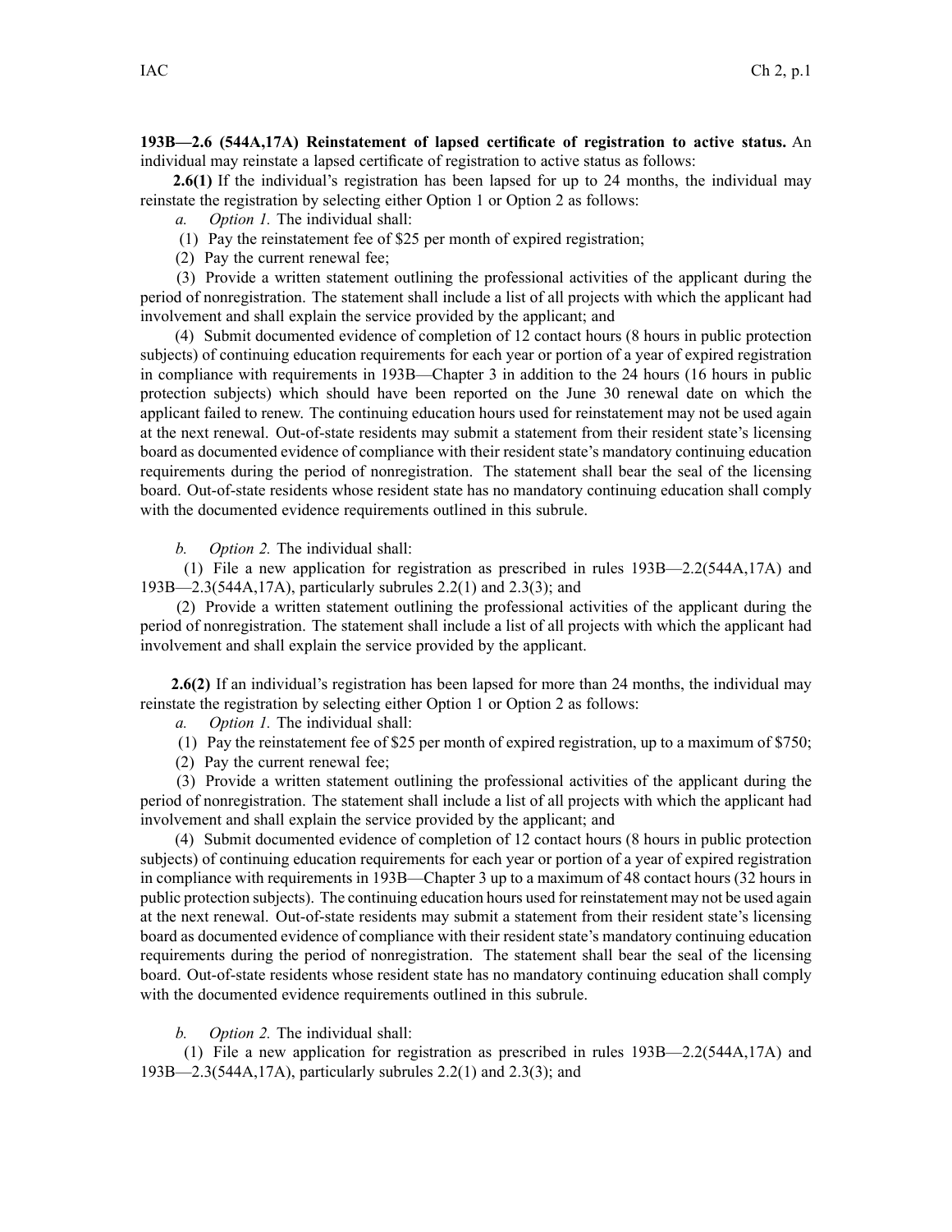**193B—2.6 (544A,17A) Reinstatement of lapsed certificate of registration to active status.** An individual may reinstate a lapsed certificate of registration to active status as follows:

**2.6(1)** If the individual's registration has been lapsed for up to 24 months, the individual may reinstate the registration by selecting either Option 1 or Option 2 as follows:

*a. Option 1.* The individual shall:

(1) Pay the reinstatement fee of $25 per month of expired registration;

(2) Pay the current renewal fee;

(3) Provide a written statement outlining the professional activities of the applicant during the period of nonregistration. The statement shall include a list of all projects with which the applicant had involvement and shall explain the service provided by the applicant; and

(4) Submit documented evidence of completion of 12 contact hours (8 hours in public protection subjects) of continuing education requirements for each year or portion of a year of expired registration in compliance with requirements in 193B—Chapter 3 in addition to the 24 hours (16 hours in public protection subjects) which should have been reported on the June 30 renewal date on which the applicant failed to renew. The continuing education hours used for reinstatement may not be used again at the next renewal. Out-of-state residents may submit a statement from their resident state's licensing board as documented evidence of compliance with their resident state's mandatory continuing education requirements during the period of nonregistration. The statement shall bear the seal of the licensing board. Out-of-state residents whose resident state has no mandatory continuing education shall comply with the documented evidence requirements outlined in this subrule.

*b. Option 2.* The individual shall:

(1) File a new application for registration as prescribed in rules 193B—2.2(544A,17A) and 193B—2.3(544A,17A), particularly subrules 2.2(1) and 2.3(3); and

(2) Provide a written statement outlining the professional activities of the applicant during the period of nonregistration. The statement shall include a list of all projects with which the applicant had involvement and shall explain the service provided by the applicant.

**2.6(2)** If an individual's registration has been lapsed for more than 24 months, the individual may reinstate the registration by selecting either Option 1 or Option 2 as follows:

*a. Option 1.* The individual shall:

(1) Pay the reinstatement fee of $25 per month of expired registration, up to a maximum of $750;

(2) Pay the current renewal fee;

(3) Provide a written statement outlining the professional activities of the applicant during the period of nonregistration. The statement shall include a list of all projects with which the applicant had involvement and shall explain the service provided by the applicant; and

(4) Submit documented evidence of completion of 12 contact hours (8 hours in public protection subjects) of continuing education requirements for each year or portion of a year of expired registration in compliance with requirements in 193B—Chapter 3 up to a maximum of 48 contact hours (32 hours in public protection subjects). The continuing education hours used for reinstatement may not be used again at the next renewal. Out-of-state residents may submit a statement from their resident state's licensing board as documented evidence of compliance with their resident state's mandatory continuing education requirements during the period of nonregistration. The statement shall bear the seal of the licensing board. Out-of-state residents whose resident state has no mandatory continuing education shall comply with the documented evidence requirements outlined in this subrule.

*b. Option 2.* The individual shall:

(1) File a new application for registration as prescribed in rules 193B—2.2(544A,17A) and 193B—2.3(544A,17A), particularly subrules 2.2(1) and 2.3(3); and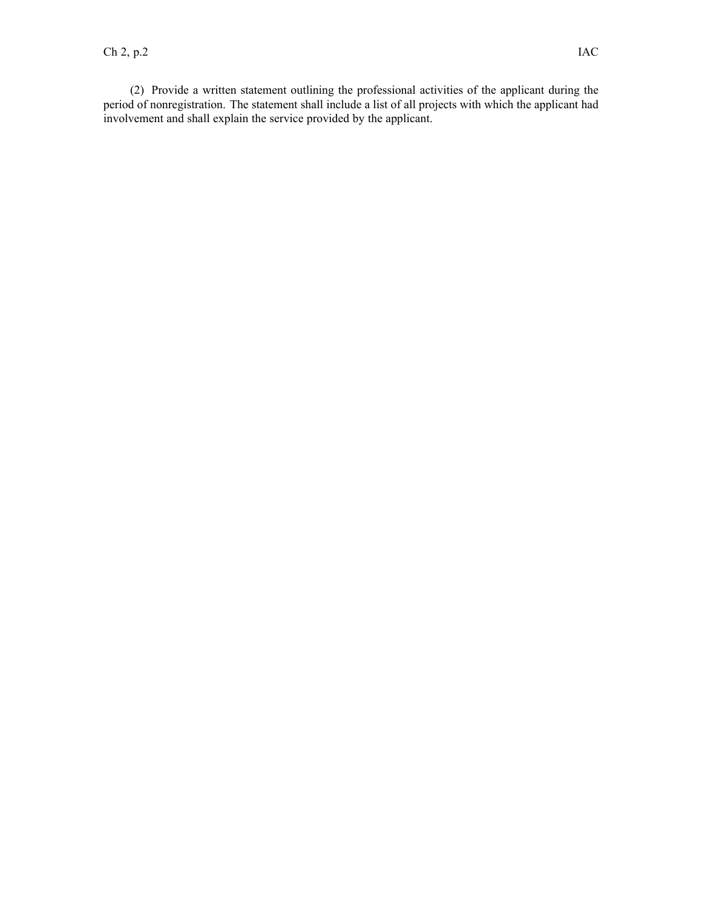(2) Provide a written statement outlining the professional activities of the applicant during the period of nonregistration. The statement shall include a list of all projects with which the applicant had involvement and shall explain the service provided by the applicant.